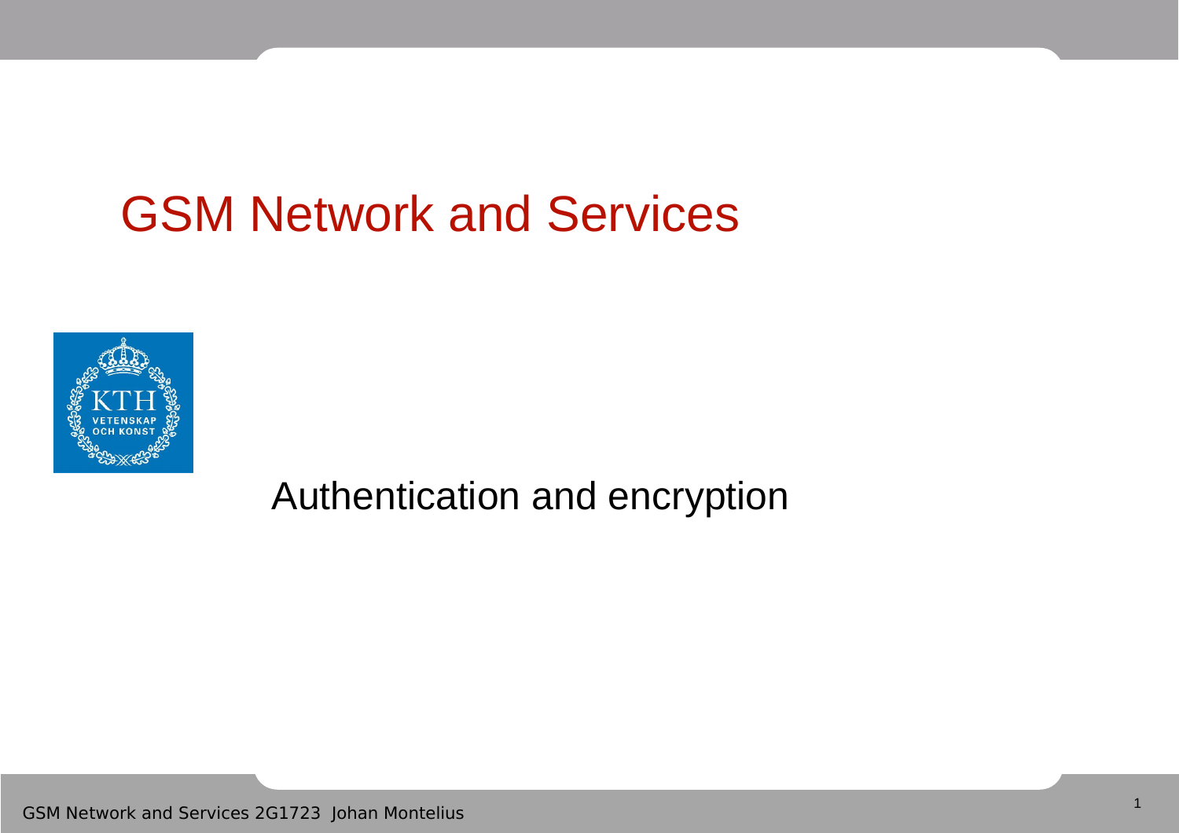# GSM Network and Services

Authentication and encryption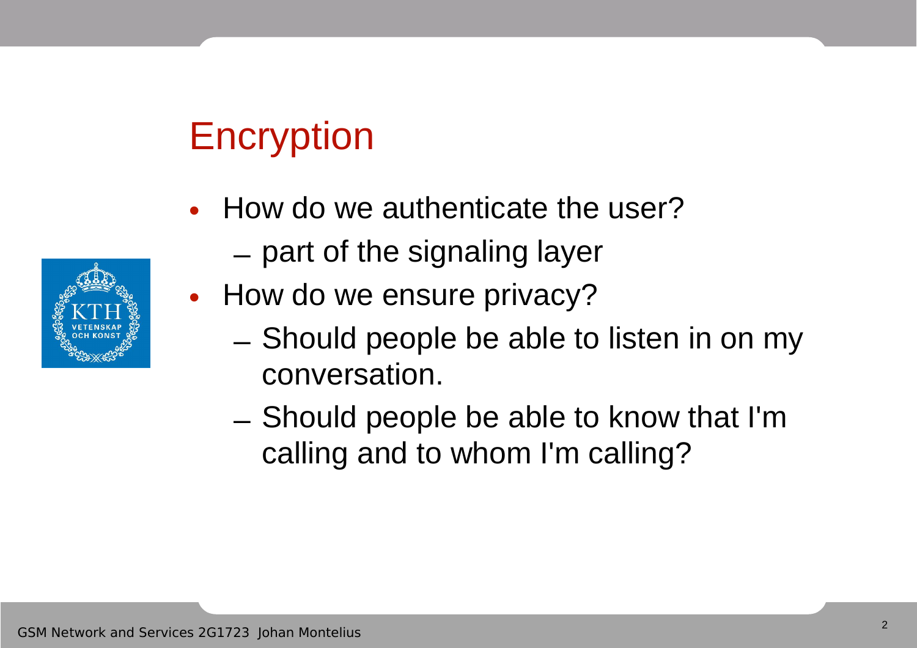# Encryption

- How do we authenticate the user?
  - part of the signaling layer
- How do we ensure privacy?
  - Should people be able to listen in on my conversation.
  - Should people be able to know that I'm calling and to whom I'm calling?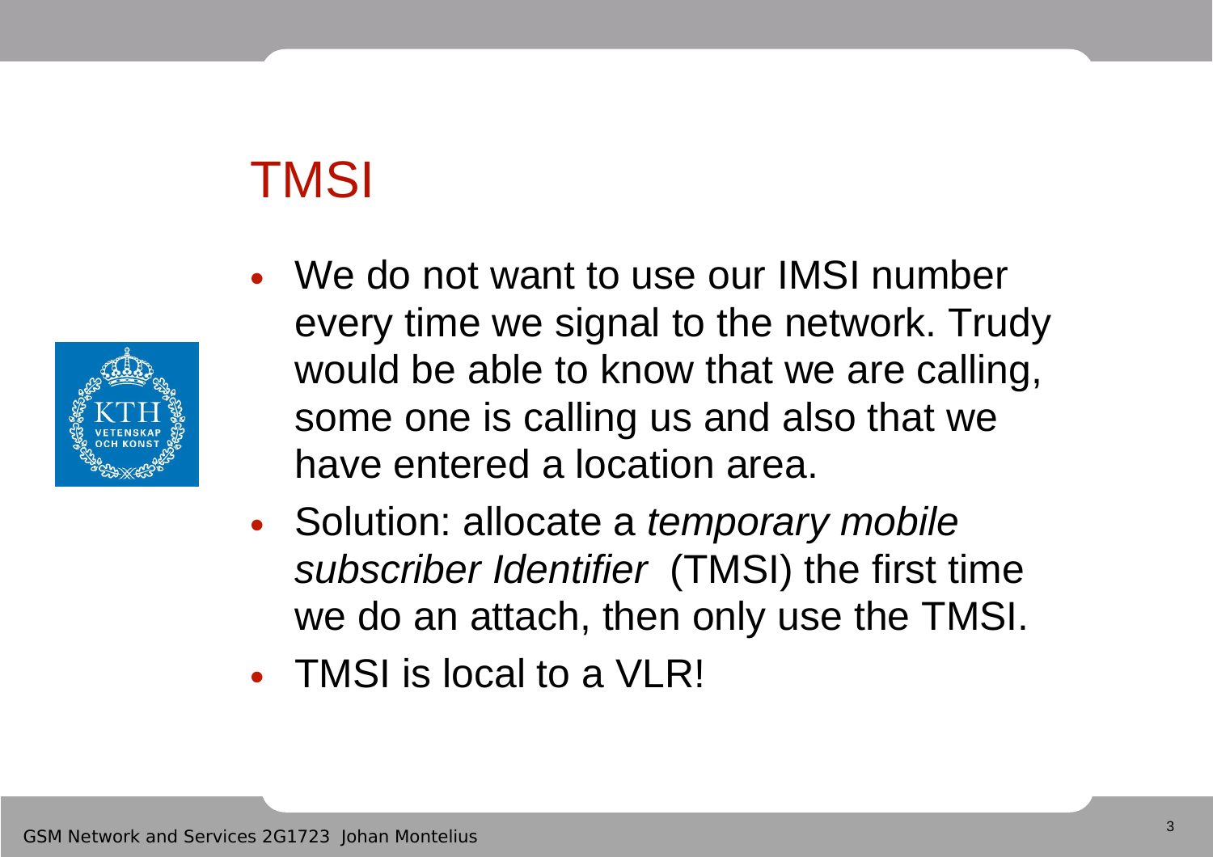# TMSI

- We do not want to use our IMSI number every time we signal to the network. Trudy would be able to know that we are calling, some one is calling us and also that we have entered a location area.
- Solution: allocate a *temporary mobile subscriber Identifier* (TMSI) the first time we do an attach, then only use the TMSI.
- TMSI is local to a VLR!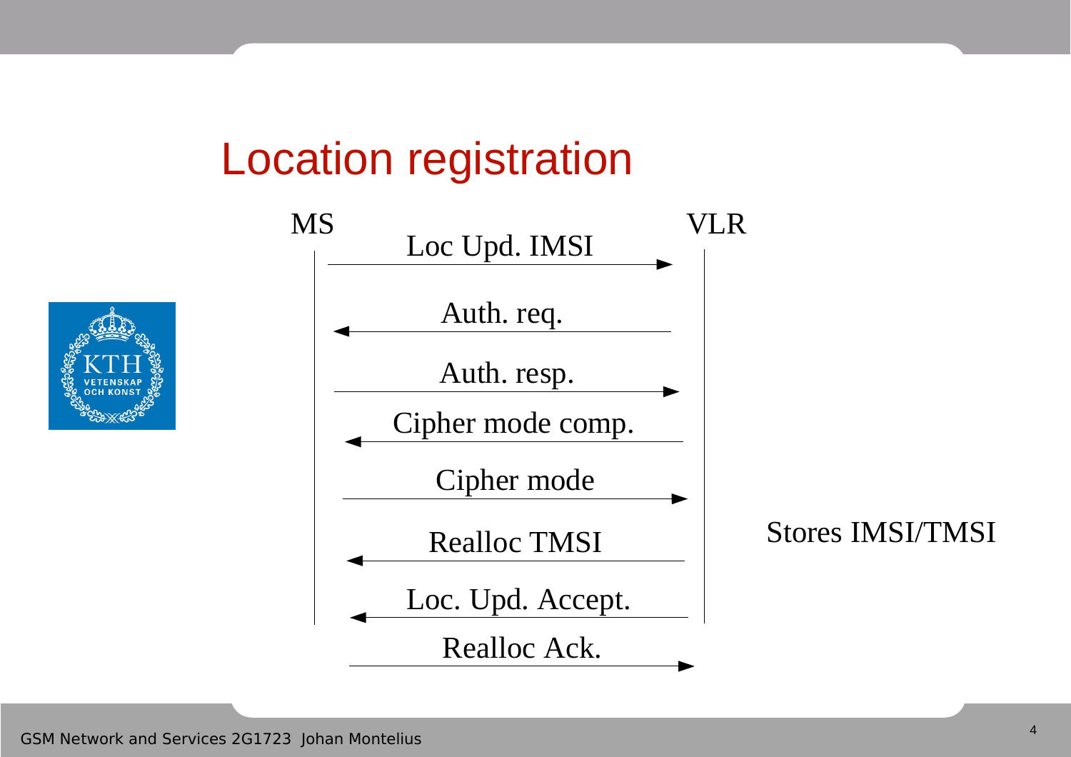# Location registration

MS → VLR: Loc Upd. IMSI

VLR → MS: Auth. req.

MS → VLR: Auth. resp.

VLR → MS: Cipher mode comp.

MS → VLR: Cipher mode

VLR → MS: Realloc TMSI

VLR → MS: Loc. Upd. Accept.

MS → VLR: Realloc Ack.

Stores IMSI/TMSI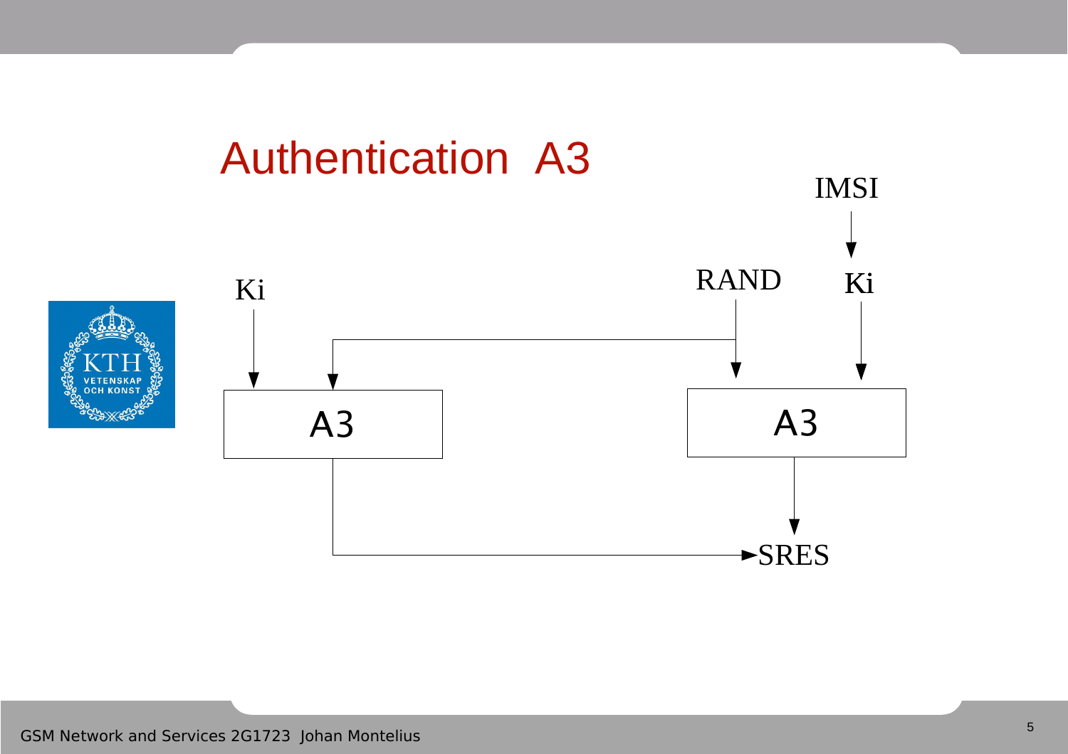# Authentication A3

IMSI

Ki

RAND

Ki

A3

A3

SRES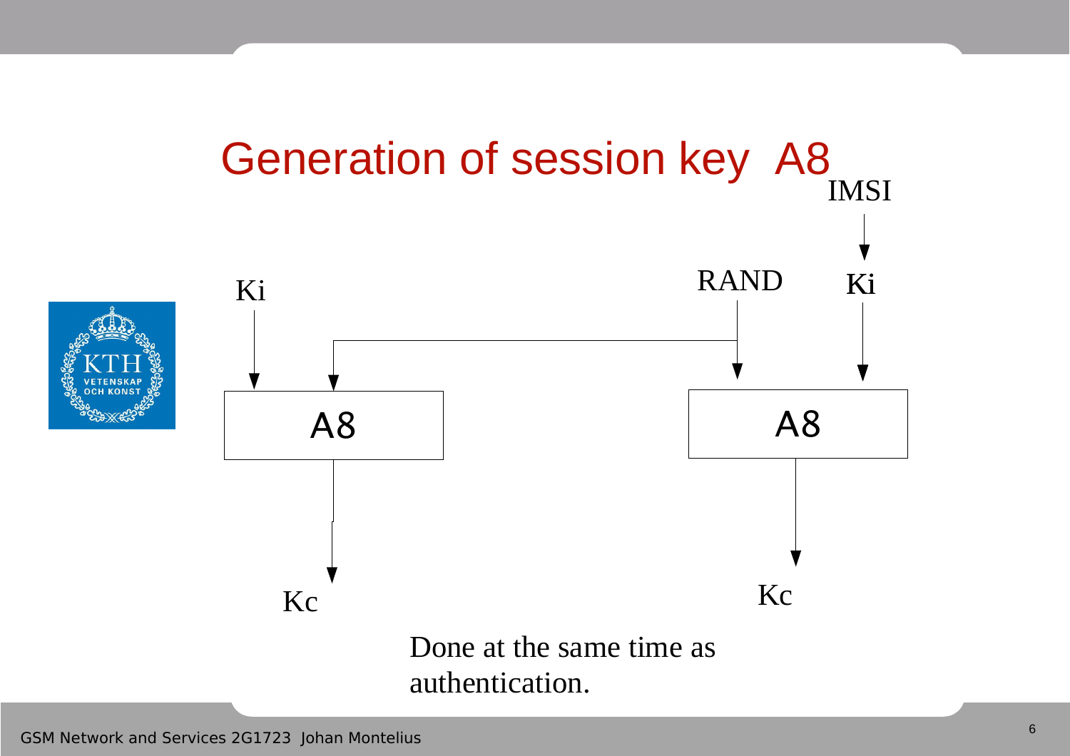# Generation of session key A8

IMSI

Ki

RAND

Ki

A8

A8

Kc

Kc

Done at the same time as authentication.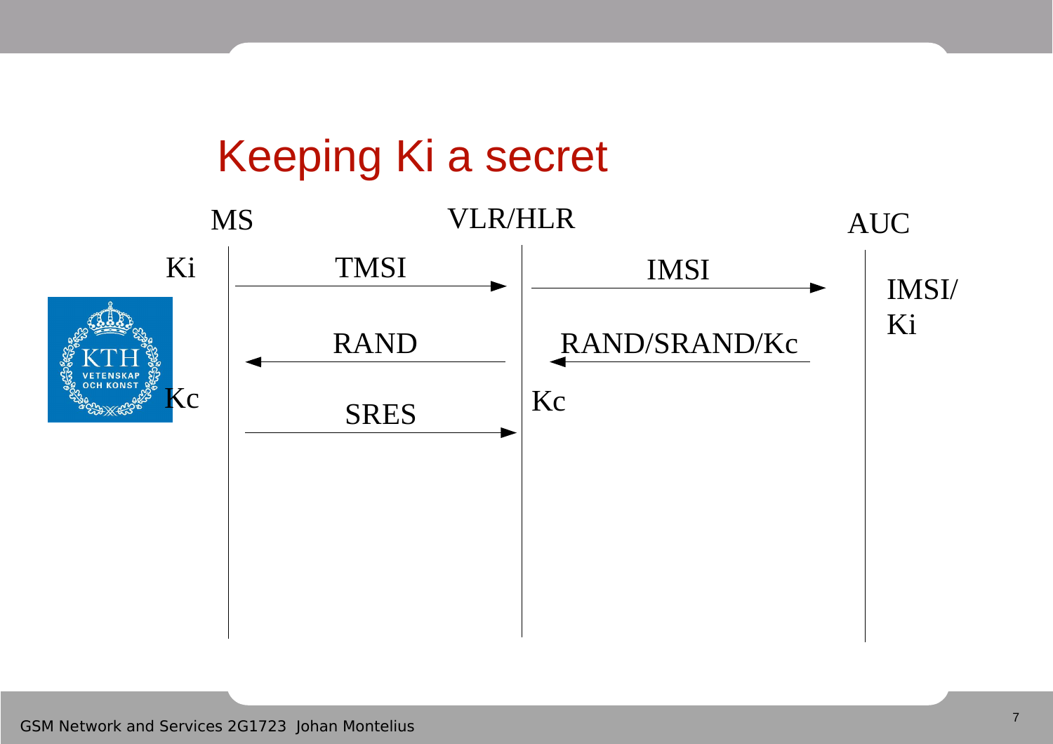# Keeping Ki a secret

MS

VLR/HLR

AUC

Ki

TMSI

IMSI

IMSI/

Ki

RAND

RAND/SRAND/Kc

Kc

SRES

Kc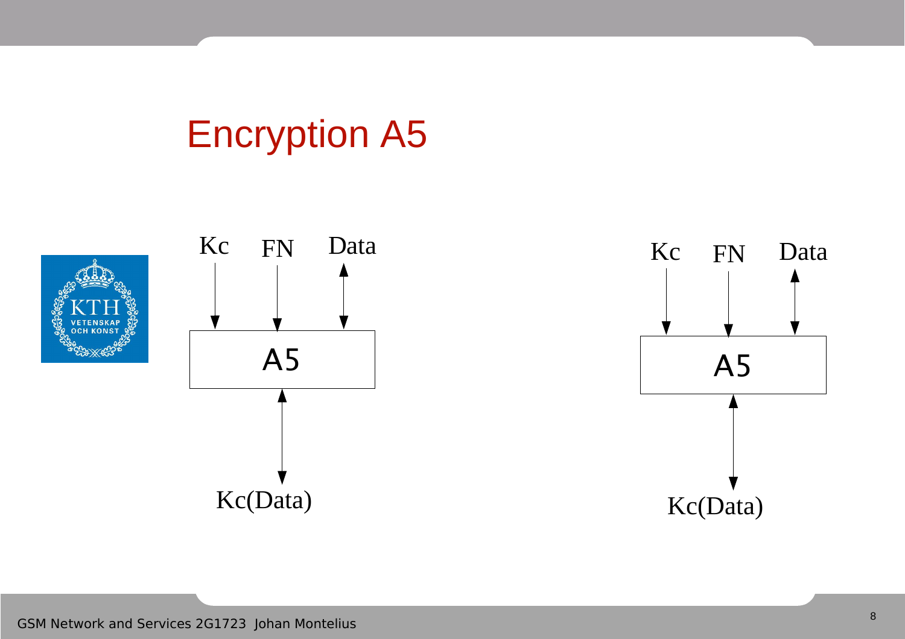# Encryption A5

Kc
FN
Data
A5
Kc(Data)

Kc
FN
Data
A5
Kc(Data)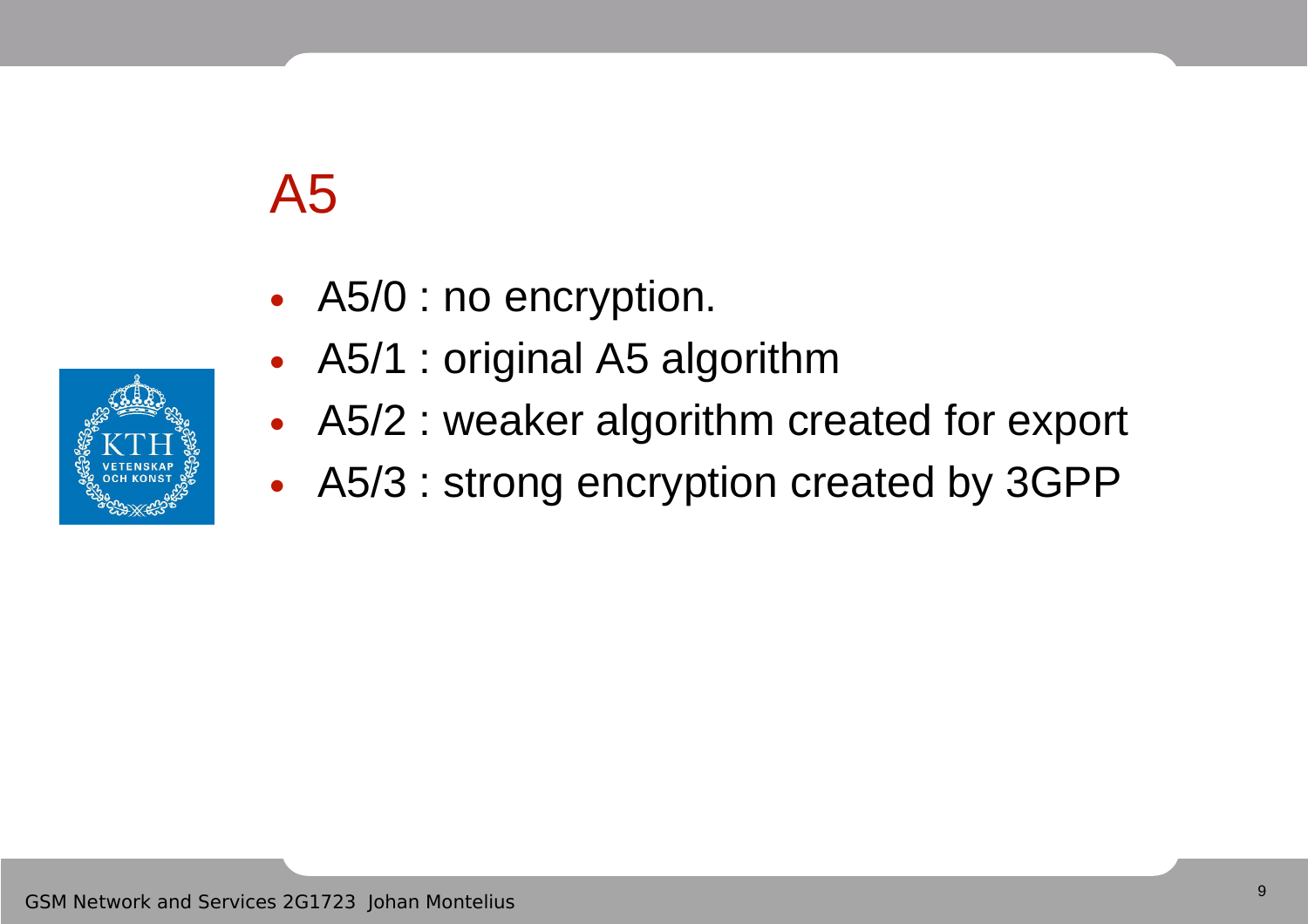# A5

- A5/0 : no encryption.
- A5/1 : original A5 algorithm
- A5/2 : weaker algorithm created for export
- A5/3 : strong encryption created by 3GPP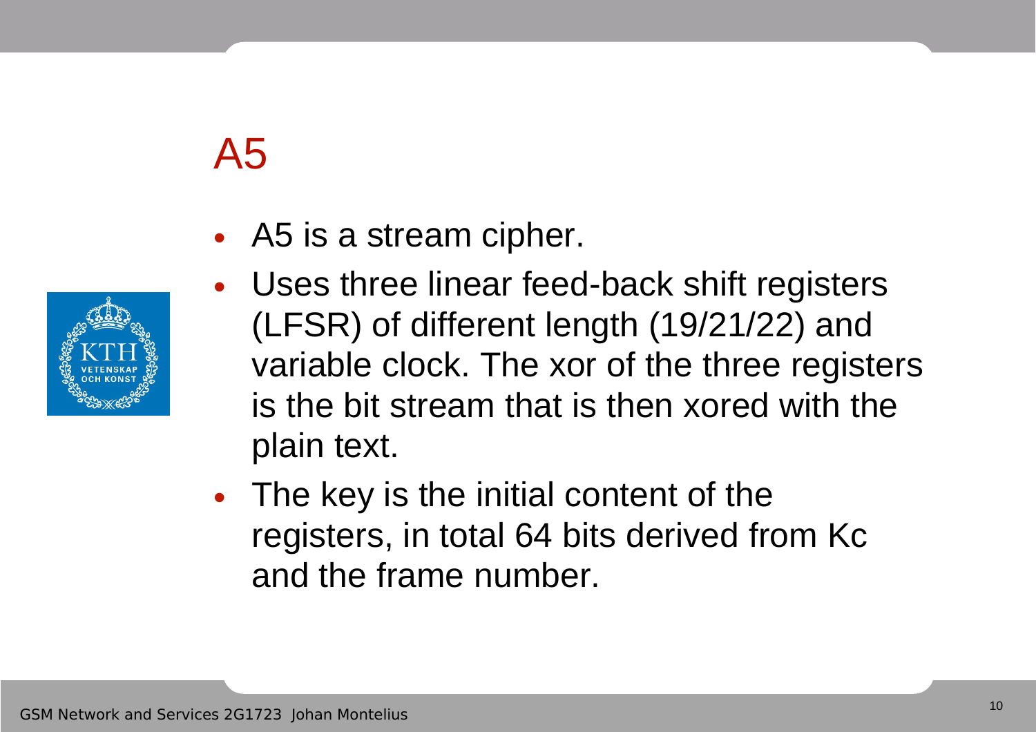# A5

- A5 is a stream cipher.
- Uses three linear feed-back shift registers (LFSR) of different length (19/21/22) and variable clock. The xor of the three registers is the bit stream that is then xored with the plain text.
- The key is the initial content of the registers, in total 64 bits derived from Kc and the frame number.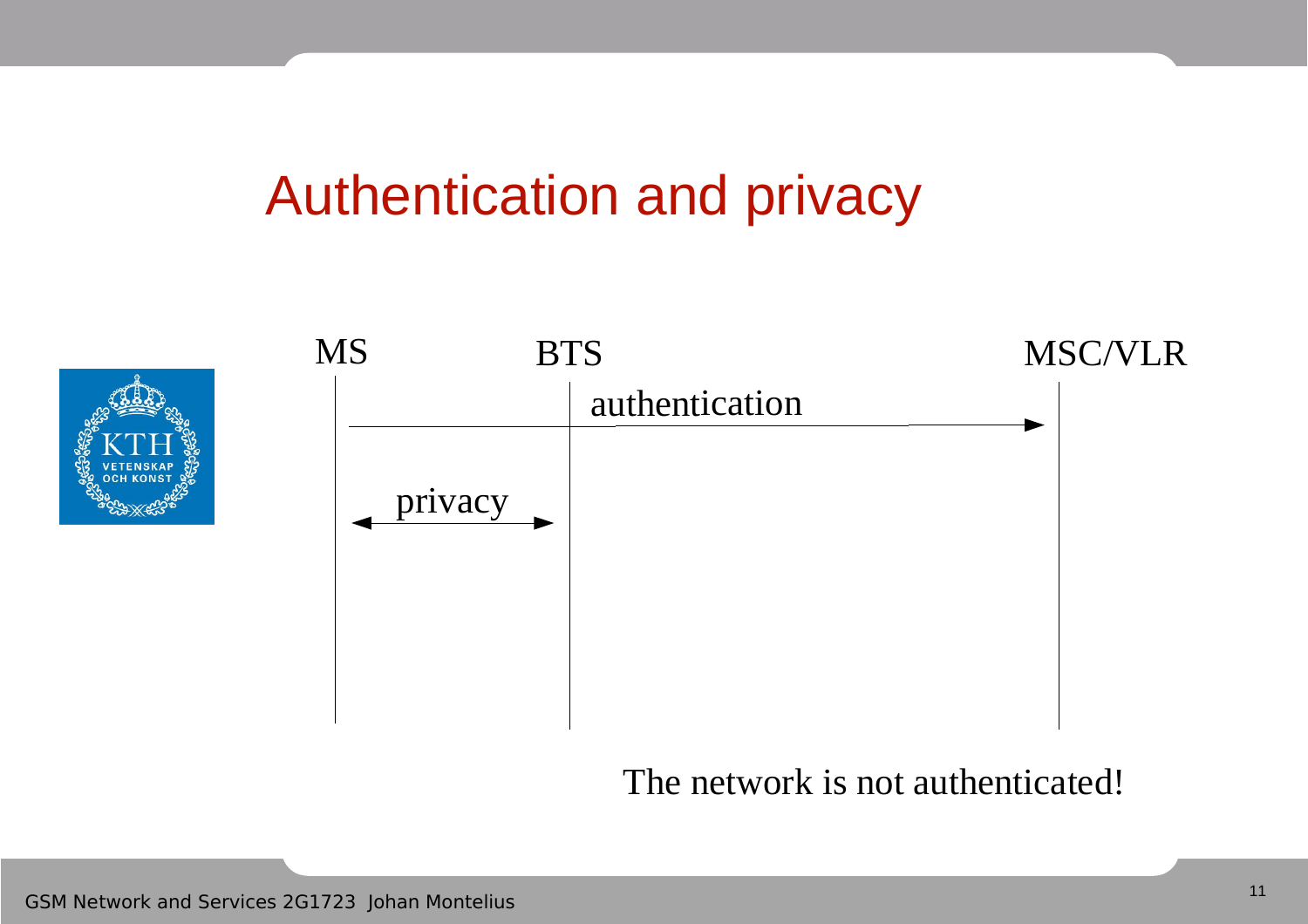# Authentication and privacy

MS BTS MSC/VLR

authentication

privacy

The network is not authenticated!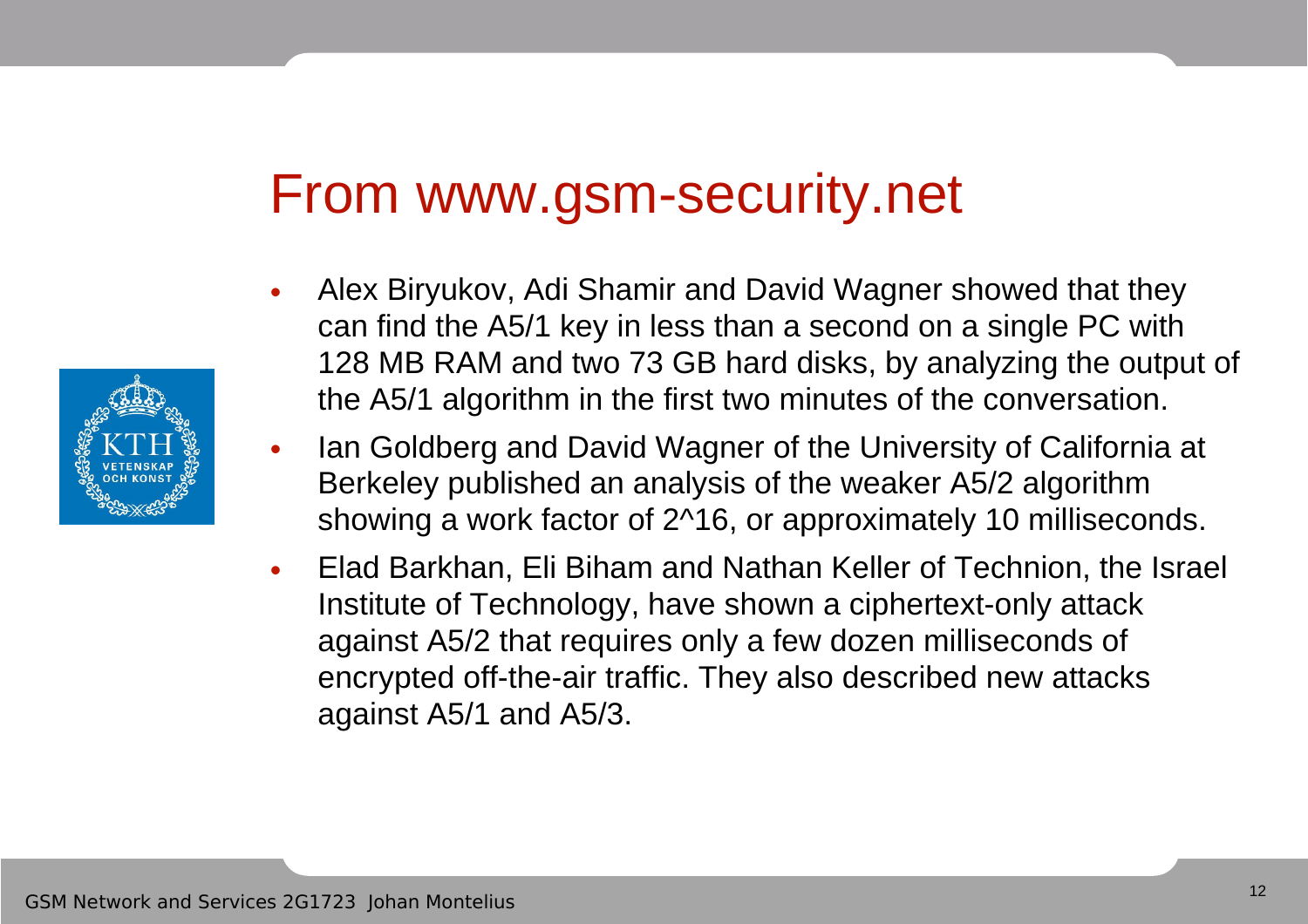# From www.gsm-security.net

- Alex Biryukov, Adi Shamir and David Wagner showed that they can find the A5/1 key in less than a second on a single PC with 128 MB RAM and two 73 GB hard disks, by analyzing the output of the A5/1 algorithm in the first two minutes of the conversation.
- Ian Goldberg and David Wagner of the University of California at Berkeley published an analysis of the weaker A5/2 algorithm showing a work factor of 2^16, or approximately 10 milliseconds.
- Elad Barkhan, Eli Biham and Nathan Keller of Technion, the Israel Institute of Technology, have shown a ciphertext-only attack against A5/2 that requires only a few dozen milliseconds of encrypted off-the-air traffic. They also described new attacks against A5/1 and A5/3.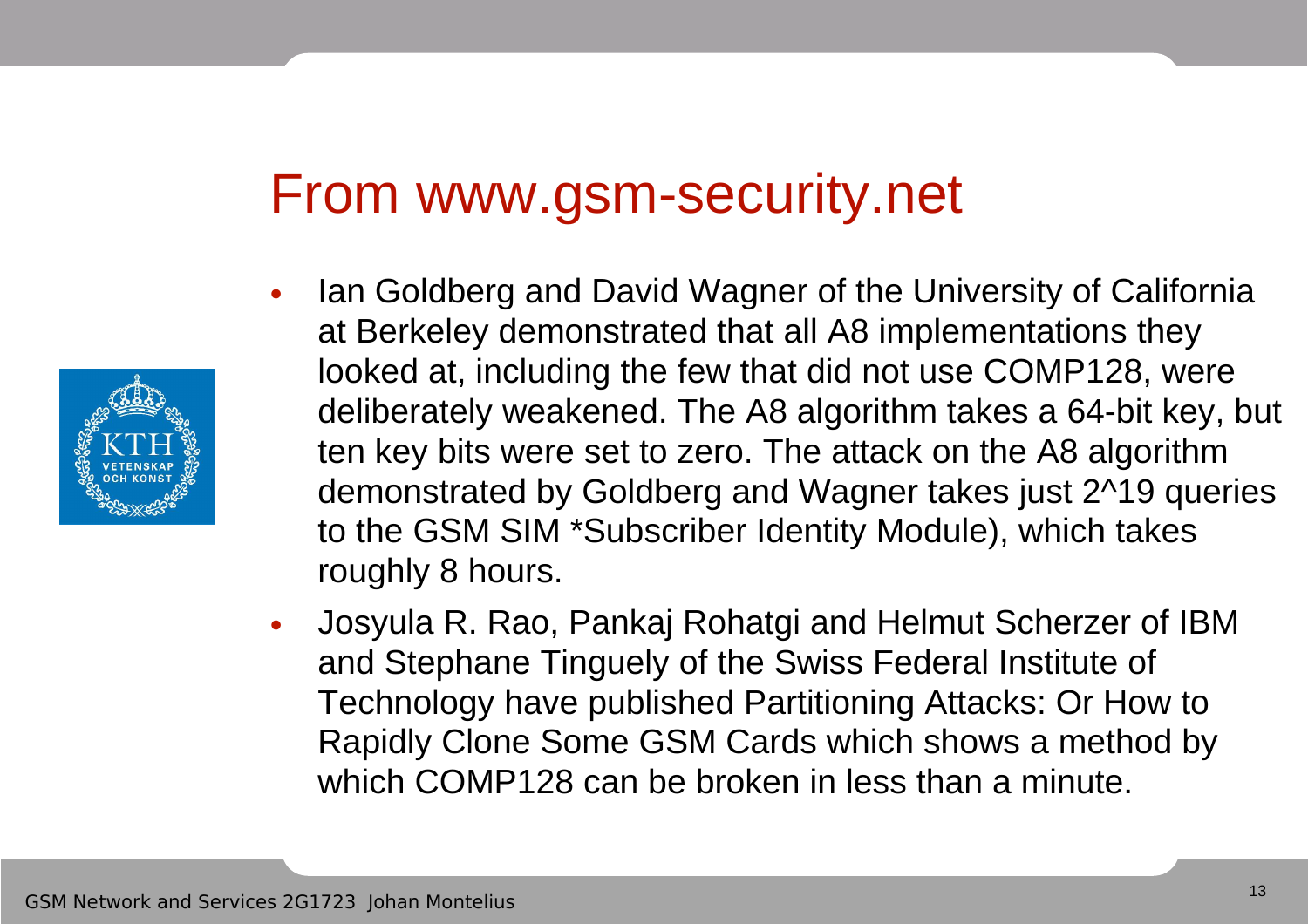# From www.gsm-security.net

- Ian Goldberg and David Wagner of the University of California at Berkeley demonstrated that all A8 implementations they looked at, including the few that did not use COMP128, were deliberately weakened. The A8 algorithm takes a 64-bit key, but ten key bits were set to zero. The attack on the A8 algorithm demonstrated by Goldberg and Wagner takes just 2^19 queries to the GSM SIM *Subscriber Identity Module), which takes roughly 8 hours.
- Josyula R. Rao, Pankaj Rohatgi and Helmut Scherzer of IBM and Stephane Tinguely of the Swiss Federal Institute of Technology have published Partitioning Attacks: Or How to Rapidly Clone Some GSM Cards which shows a method by which COMP128 can be broken in less than a minute.